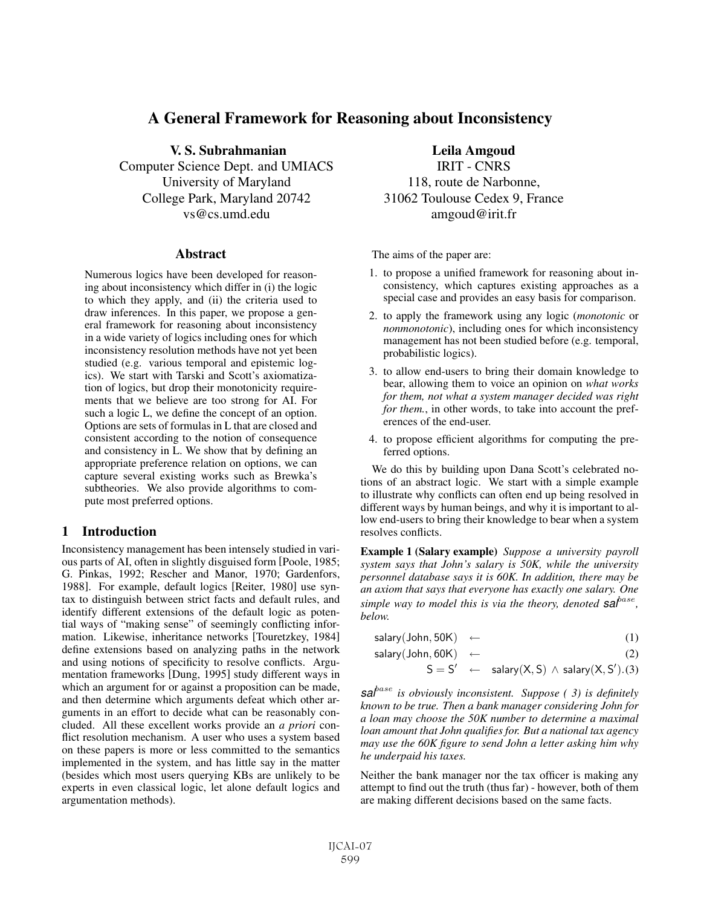# A General Framework for Reasoning about Inconsistency

**V. S. Subrahmanian**
Computer Science Dept. and UMIACS
University of Maryland
College Park, Maryland 20742
vs@cs.umd.edu

**Leila Amgoud**
IRIT - CNRS
118, route de Narbonne,
31062 Toulouse Cedex 9, France
amgoud@irit.fr

## Abstract

Numerous logics have been developed for reasoning about inconsistency which differ in (i) the logic to which they apply, and (ii) the criteria used to draw inferences. In this paper, we propose a general framework for reasoning about inconsistency in a wide variety of logics including ones for which inconsistency resolution methods have not yet been studied (e.g. various temporal and epistemic logics). We start with Tarski and Scott's axiomatization of logics, but drop their monotonicity requirements that we believe are too strong for AI. For such a logic L, we define the concept of an option. Options are sets of formulas in L that are closed and consistent according to the notion of consequence and consistency in L. We show that by defining an appropriate preference relation on options, we can capture several existing works such as Brewka's subtheories. We also provide algorithms to compute most preferred options.

## 1 Introduction

Inconsistency management has been intensely studied in various parts of AI, often in slightly disguised form [Poole, 1985; G. Pinkas, 1992; Rescher and Manor, 1970; Gardenfors, 1988]. For example, default logics [Reiter, 1980] use syntax to distinguish between strict facts and default rules, and identify different extensions of the default logic as potential ways of "making sense" of seemingly conflicting information. Likewise, inheritance networks [Touretzkey, 1984] define extensions based on analyzing paths in the network and using notions of specificity to resolve conflicts. Argumentation frameworks [Dung, 1995] study different ways in which an argument for or against a proposition can be made, and then determine which arguments defeat which other arguments in an effort to decide what can be reasonably concluded. All these excellent works provide an *a priori* conflict resolution mechanism. A user who uses a system based on these papers is more or less committed to the semantics implemented in the system, and has little say in the matter (besides which most users querying KBs are unlikely to be experts in even classical logic, let alone default logics and argumentation methods).

The aims of the paper are:

1. to propose a unified framework for reasoning about inconsistency, which captures existing approaches as a special case and provides an easy basis for comparison.
2. to apply the framework using any logic (*monotonic* or *nonmonotonic*), including ones for which inconsistency management has not been studied before (e.g. temporal, probabilistic logics).
3. to allow end-users to bring their domain knowledge to bear, allowing them to voice an opinion on *what works for them, not what a system manager decided was right for them.*, in other words, to take into account the preferences of the end-user.
4. to propose efficient algorithms for computing the preferred options.

We do this by building upon Dana Scott's celebrated notions of an abstract logic. We start with a simple example to illustrate why conflicts can often end up being resolved in different ways by human beings, and why it is important to allow end-users to bring their knowledge to bear when a system resolves conflicts.

**Example 1 (Salary example)** *Suppose a university payroll system says that John's salary is 50K, while the university personnel database says it is 60K. In addition, there may be an axiom that says that everyone has exactly one salary. One simple way to model this is via the theory, denoted $\mathsf{sal}^{base}$, below.*

$$\mathsf{salary}(\mathsf{John}, 50\mathsf{K}) \leftarrow \quad (1)$$

$$\mathsf{salary}(\mathsf{John}, 60\mathsf{K}) \leftarrow \quad (2)$$

$$\mathsf{S} = \mathsf{S}' \leftarrow \mathsf{salary}(\mathsf{X}, \mathsf{S}) \wedge \mathsf{salary}(\mathsf{X}, \mathsf{S}'). \quad (3)$$

*$\mathsf{sal}^{base}$ is obviously inconsistent. Suppose ( 3) is definitely known to be true. Then a bank manager considering John for a loan may choose the 50K number to determine a maximal loan amount that John qualifies for. But a national tax agency may use the 60K figure to send John a letter asking him why he underpaid his taxes.*

Neither the bank manager nor the tax officer is making any attempt to find out the truth (thus far) - however, both of them are making different decisions based on the same facts.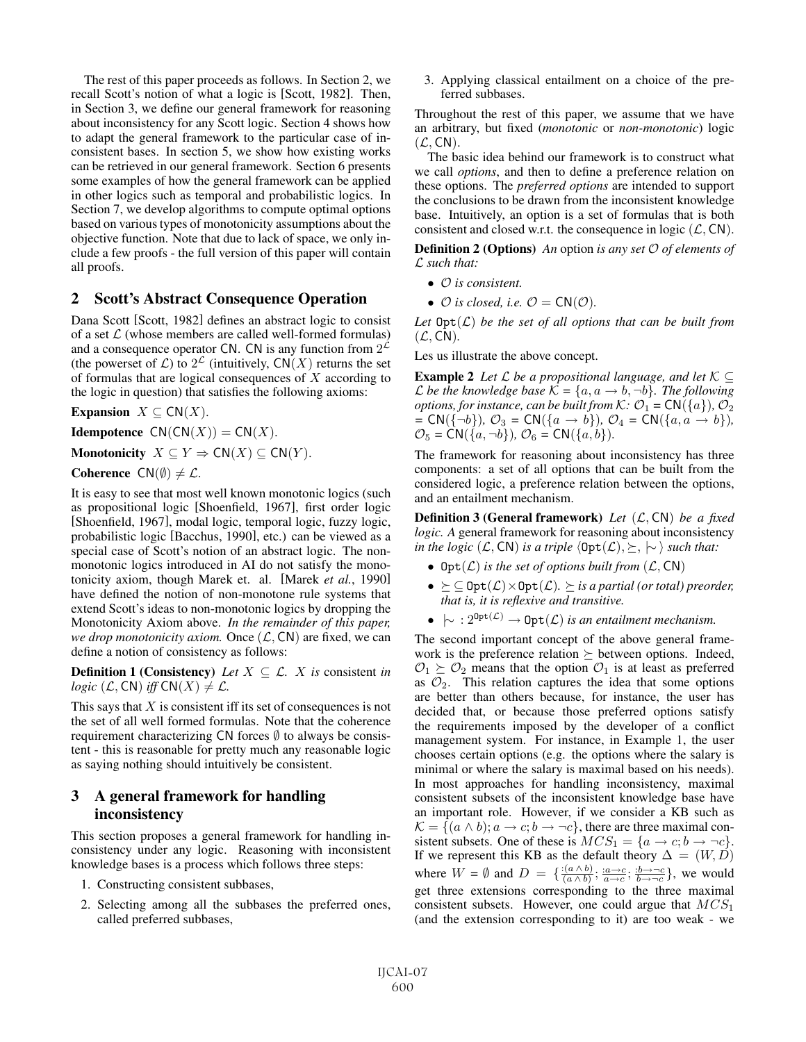The rest of this paper proceeds as follows. In Section 2, we recall Scott's notion of what a logic is [Scott, 1982]. Then, in Section 3, we define our general framework for reasoning about inconsistency for any Scott logic. Section 4 shows how to adapt the general framework to the particular case of inconsistent bases. In section 5, we show how existing works can be retrieved in our general framework. Section 6 presents some examples of how the general framework can be applied in other logics such as temporal and probabilistic logics. In Section 7, we develop algorithms to compute optimal options based on various types of monotonicity assumptions about the objective function. Note that due to lack of space, we only include a few proofs - the full version of this paper will contain all proofs.

## 2 Scott's Abstract Consequence Operation

Dana Scott [Scott, 1982] defines an abstract logic to consist of a set $\mathcal{L}$ (whose members are called well-formed formulas) and a consequence operator $\mathsf{CN}$. $\mathsf{CN}$ is any function from $2^{\mathcal{L}}$ (the powerset of $\mathcal{L}$) to $2^{\mathcal{L}}$ (intuitively, $\mathsf{CN}(X)$ returns the set of formulas that are logical consequences of $X$ according to the logic in question) that satisfies the following axioms:

**Expansion** $X \subseteq \mathsf{CN}(X)$.

**Idempotence** $\mathsf{CN}(\mathsf{CN}(X)) = \mathsf{CN}(X)$.

**Monotonicity** $X \subseteq Y \Rightarrow \mathsf{CN}(X) \subseteq \mathsf{CN}(Y)$.

**Coherence** $\mathsf{CN}(\emptyset) \neq \mathcal{L}$.

It is easy to see that most well known monotonic logics (such as propositional logic [Shoenfield, 1967], first order logic [Shoenfield, 1967], modal logic, temporal logic, fuzzy logic, probabilistic logic [Bacchus, 1990], etc.) can be viewed as a special case of Scott's notion of an abstract logic. The non-monotonic logics introduced in AI do not satisfy the monotonicity axiom, though Marek et. al. [Marek *et al.*, 1990] have defined the notion of non-monotone rule systems that extend Scott's ideas to non-monotonic logics by dropping the Monotonicity Axiom above. *In the remainder of this paper, we drop monotonicity axiom.* Once $(\mathcal{L}, \mathsf{CN})$ are fixed, we can define a notion of consistency as follows:

**Definition 1 (Consistency)** *Let $X \subseteq \mathcal{L}$. $X$ is* consistent *in logic $(\mathcal{L}, \mathsf{CN})$ iff $\mathsf{CN}(X) \neq \mathcal{L}$.*

This says that $X$ is consistent iff its set of consequences is not the set of all well formed formulas. Note that the coherence requirement characterizing $\mathsf{CN}$ forces $\emptyset$ to always be consistent - this is reasonable for pretty much any reasonable logic as saying nothing should intuitively be consistent.

## 3 A general framework for handling inconsistency

This section proposes a general framework for handling inconsistency under any logic. Reasoning with inconsistent knowledge bases is a process which follows three steps:

1. Constructing consistent subbases,
2. Selecting among all the subbases the preferred ones, called preferred subbases,
3. Applying classical entailment on a choice of the preferred subbases.

Throughout the rest of this paper, we assume that we have an arbitrary, but fixed (*monotonic* or *non-monotonic*) logic $(\mathcal{L}, \mathsf{CN})$.

The basic idea behind our framework is to construct what we call *options*, and then to define a preference relation on these options. The *preferred options* are intended to support the conclusions to be drawn from the inconsistent knowledge base. Intuitively, an option is a set of formulas that is both consistent and closed w.r.t. the consequence in logic $(\mathcal{L}, \mathsf{CN})$.

**Definition 2 (Options)** *An* option *is any set $\mathcal{O}$ of elements of $\mathcal{L}$ such that:*

- *$\mathcal{O}$ is consistent.*
- *$\mathcal{O}$ is closed, i.e. $\mathcal{O} = \mathsf{CN}(\mathcal{O})$.*

*Let $\mathtt{Opt}(\mathcal{L})$ be the set of all options that can be built from $(\mathcal{L}, \mathsf{CN})$.*

Les us illustrate the above concept.

**Example 2** *Let $\mathcal{L}$ be a propositional language, and let $\mathcal{K} \subseteq \mathcal{L}$ be the knowledge base $\mathcal{K} = \{a, a \rightarrow b, \neg b\}$. The following options, for instance, can be built from $\mathcal{K}$: $\mathcal{O}_1 = \mathsf{CN}(\{a\})$, $\mathcal{O}_2 = \mathsf{CN}(\{\neg b\})$, $\mathcal{O}_3 = \mathsf{CN}(\{a \rightarrow b\})$, $\mathcal{O}_4 = \mathsf{CN}(\{a, a \rightarrow b\})$, $\mathcal{O}_5 = \mathsf{CN}(\{a, \neg b\})$, $\mathcal{O}_6 = \mathsf{CN}(\{a, b\})$.*

The framework for reasoning about inconsistency has three components: a set of all options that can be built from the considered logic, a preference relation between the options, and an entailment mechanism.

**Definition 3 (General framework)** *Let $(\mathcal{L}, \mathsf{CN})$ be a fixed logic. A* general framework for reasoning about inconsistency *in the logic $(\mathcal{L}, \mathsf{CN})$ is a triple $\langle \mathtt{Opt}(\mathcal{L}), \succeq, \mid\!\sim \rangle$ such that:*

- *$\mathtt{Opt}(\mathcal{L})$ is the set of options built from $(\mathcal{L}, \mathsf{CN})$*
- *$\succeq \subseteq \mathtt{Opt}(\mathcal{L}) \times \mathtt{Opt}(\mathcal{L})$. $\succeq$ is a partial (or total) preorder, that is, it is reflexive and transitive.*
- *$\mid\!\sim\, : 2^{\mathtt{Opt}(\mathcal{L})} \rightarrow \mathtt{Opt}(\mathcal{L})$ is an entailment mechanism.*

The second important concept of the above general framework is the preference relation $\succeq$ between options. Indeed, $\mathcal{O}_1 \succeq \mathcal{O}_2$ means that the option $\mathcal{O}_1$ is at least as preferred as $\mathcal{O}_2$. This relation captures the idea that some options are better than others because, for instance, the user has decided that, or because those preferred options satisfy the requirements imposed by the developer of a conflict management system. For instance, in Example 1, the user chooses certain options (e.g. the options where the salary is minimal or where the salary is maximal based on his needs). In most approaches for handling inconsistency, maximal consistent subsets of the inconsistent knowledge base have an important role. However, if we consider a KB such as $\mathcal{K} = \{(a \wedge b); a \rightarrow c; b \rightarrow \neg c\}$, there are three maximal consistent subsets. One of these is $MCS_1 = \{a \rightarrow c; b \rightarrow \neg c\}$. If we represent this KB as the default theory $\Delta = (W, D)$ where $W = \emptyset$ and $D = \{\frac{:(a \wedge b)}{(a \wedge b)}; \frac{:a \rightarrow c}{a \rightarrow c}; \frac{:b \rightarrow \neg c}{b \rightarrow \neg c}\}$, we would get three extensions corresponding to the three maximal consistent subsets. However, one could argue that $MCS_1$ (and the extension corresponding to it) are too weak - we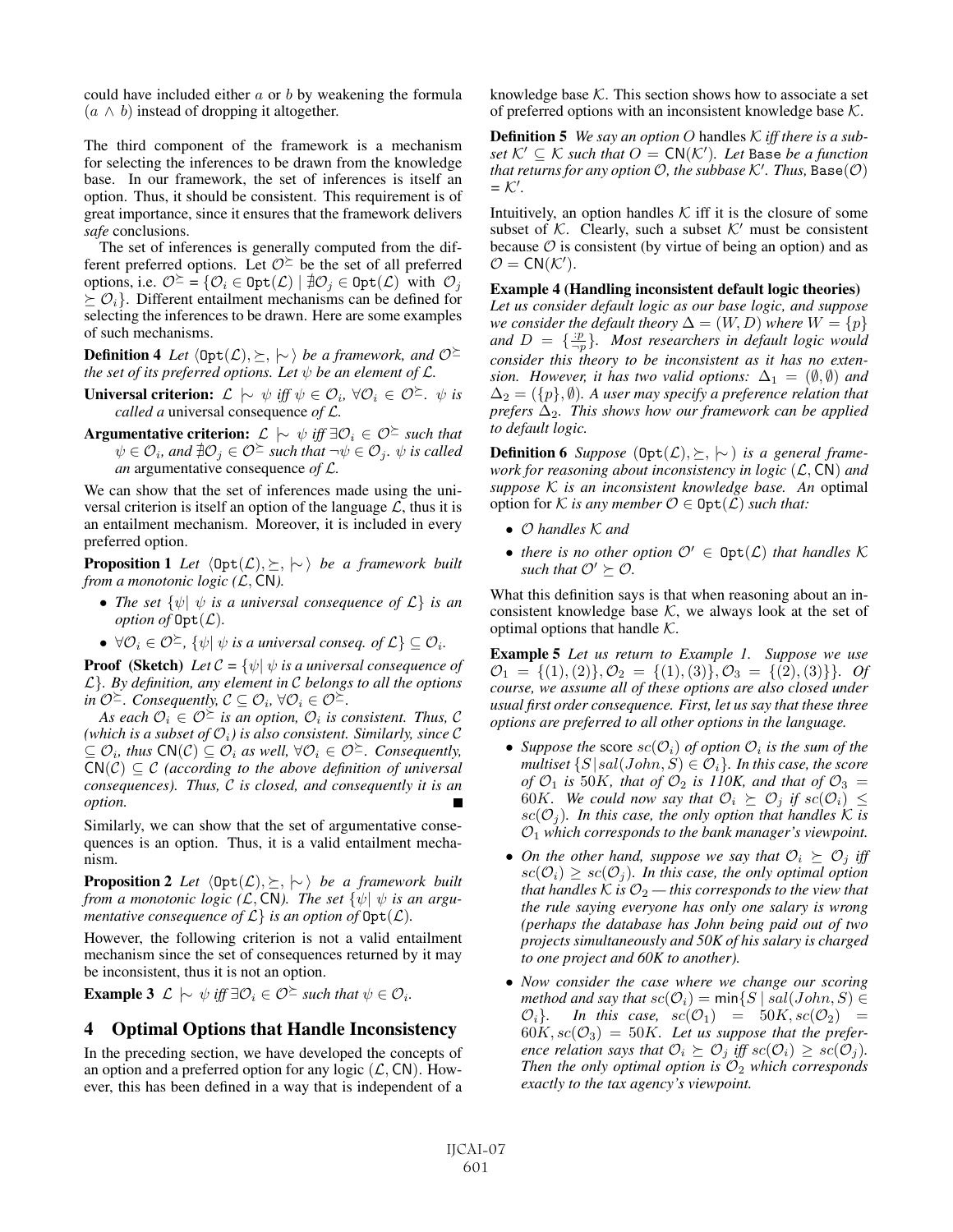could have included either $a$ or $b$ by weakening the formula $(a \wedge b)$ instead of dropping it altogether.

The third component of the framework is a mechanism for selecting the inferences to be drawn from the knowledge base. In our framework, the set of inferences is itself an option. Thus, it should be consistent. This requirement is of great importance, since it ensures that the framework delivers *safe* conclusions.

The set of inferences is generally computed from the different preferred options. Let $\mathcal{O}^{\succeq}$ be the set of all preferred options, i.e. $\mathcal{O}^{\succeq} = \{\mathcal{O}_i \in \texttt{Opt}(\mathcal{L}) \mid \nexists \mathcal{O}_j \in \texttt{Opt}(\mathcal{L})$ with $\mathcal{O}_j \succeq \mathcal{O}_i\}$. Different entailment mechanisms can be defined for selecting the inferences to be drawn. Here are some examples of such mechanisms.

**Definition 4** *Let $\langle \texttt{Opt}(\mathcal{L}), \succeq, \mid\!\sim \rangle$ be a framework, and $\mathcal{O}^{\succeq}$ the set of its preferred options. Let $\psi$ be an element of $\mathcal{L}$.*

- **Universal criterion:** *$\mathcal{L} \mid\!\sim \psi$ iff $\psi \in \mathcal{O}_i$, $\forall \mathcal{O}_i \in \mathcal{O}^{\succeq}$. $\psi$ is called a* universal consequence *of $\mathcal{L}$.*
- **Argumentative criterion:** *$\mathcal{L} \mid\!\sim \psi$ iff $\exists \mathcal{O}_i \in \mathcal{O}^{\succeq}$ such that $\psi \in \mathcal{O}_i$, and $\nexists \mathcal{O}_j \in \mathcal{O}^{\succeq}$ such that $\neg\psi \in \mathcal{O}_j$. $\psi$ is called an* argumentative consequence *of $\mathcal{L}$.*

We can show that the set of inferences made using the universal criterion is itself an option of the language $\mathcal{L}$, thus it is an entailment mechanism. Moreover, it is included in every preferred option.

**Proposition 1** *Let $\langle \texttt{Opt}(\mathcal{L}), \succeq, \mid\!\sim \rangle$ be a framework built from a monotonic logic $(\mathcal{L}, \mathsf{CN})$.*

- *The set $\{\psi \mid \psi$ is a universal consequence of $\mathcal{L}\}$ is an option of $\texttt{Opt}(\mathcal{L})$.*
- *$\forall \mathcal{O}_i \in \mathcal{O}^{\succeq}$, $\{\psi \mid \psi$ is a universal conseq. of $\mathcal{L}\} \subseteq \mathcal{O}_i$.*

**Proof (Sketch)** *Let $\mathcal{C} = \{\psi \mid \psi$ is a universal consequence of $\mathcal{L}\}$. By definition, any element in $\mathcal{C}$ belongs to all the options in $\mathcal{O}^{\succeq}$. Consequently, $\mathcal{C} \subseteq \mathcal{O}_i$, $\forall \mathcal{O}_i \in \mathcal{O}^{\succeq}$.*

*As each $\mathcal{O}_i \in \mathcal{O}^{\succeq}$ is an option, $\mathcal{O}_i$ is consistent. Thus, $\mathcal{C}$ (which is a subset of $\mathcal{O}_i$) is also consistent. Similarly, since $\mathcal{C} \subseteq \mathcal{O}_i$, thus $\mathsf{CN}(\mathcal{C}) \subseteq \mathcal{O}_i$ as well, $\forall \mathcal{O}_i \in \mathcal{O}^{\succeq}$. Consequently, $\mathsf{CN}(\mathcal{C}) \subseteq \mathcal{C}$ (according to the above definition of universal consequences). Thus, $\mathcal{C}$ is closed, and consequently it is an option.* ∎

Similarly, we can show that the set of argumentative consequences is an option. Thus, it is a valid entailment mechanism.

**Proposition 2** *Let $\langle \texttt{Opt}(\mathcal{L}), \succeq, \mid\!\sim \rangle$ be a framework built from a monotonic logic $(\mathcal{L}, \mathsf{CN})$. The set $\{\psi \mid \psi$ is an argumentative consequence of $\mathcal{L}\}$ is an option of $\texttt{Opt}(\mathcal{L})$.*

However, the following criterion is not a valid entailment mechanism since the set of consequences returned by it may be inconsistent, thus it is not an option.

**Example 3** *$\mathcal{L} \mid\!\sim \psi$ iff $\exists \mathcal{O}_i \in \mathcal{O}^{\succeq}$ such that $\psi \in \mathcal{O}_i$.*

## 4 Optimal Options that Handle Inconsistency

In the preceding section, we have developed the concepts of an option and a preferred option for any logic $(\mathcal{L}, \mathsf{CN})$. However, this has been defined in a way that is independent of a knowledge base $\mathcal{K}$. This section shows how to associate a set of preferred options with an inconsistent knowledge base $\mathcal{K}$.

**Definition 5** *We say an option $O$* handles *$\mathcal{K}$ iff there is a subset $\mathcal{K}' \subseteq \mathcal{K}$ such that $O = \mathsf{CN}(\mathcal{K}')$. Let* Base *be a function that returns for any option $\mathcal{O}$, the subbase $\mathcal{K}'$. Thus, $\texttt{Base}(\mathcal{O}) = \mathcal{K}'$.*

Intuitively, an option handles $\mathcal{K}$ iff it is the closure of some subset of $\mathcal{K}$. Clearly, such a subset $\mathcal{K}'$ must be consistent because $\mathcal{O}$ is consistent (by virtue of being an option) and as $\mathcal{O} = \mathsf{CN}(\mathcal{K}')$.

**Example 4 (Handling inconsistent default logic theories)** *Let us consider default logic as our base logic, and suppose we consider the default theory $\Delta = (W, D)$ where $W = \{p\}$ and $D = \{\frac{:p}{\neg p}\}$. Most researchers in default logic would consider this theory to be inconsistent as it has no extension. However, it has two valid options: $\Delta_1 = (\emptyset, \emptyset)$ and $\Delta_2 = (\{p\}, \emptyset)$. A user may specify a preference relation that prefers $\Delta_2$. This shows how our framework can be applied to default logic.*

**Definition 6** *Suppose $(\texttt{Opt}(\mathcal{L}), \succeq, \mid\!\sim)$ is a general framework for reasoning about inconsistency in logic $(\mathcal{L}, \mathsf{CN})$ and suppose $\mathcal{K}$ is an inconsistent knowledge base. An* optimal *option for $\mathcal{K}$ is any member $\mathcal{O} \in \texttt{Opt}(\mathcal{L})$ such that:*

- *$\mathcal{O}$ handles $\mathcal{K}$ and*
- *there is no other option $\mathcal{O}' \in \texttt{Opt}(\mathcal{L})$ that handles $\mathcal{K}$ such that $\mathcal{O}' \succeq \mathcal{O}$.*

What this definition says is that when reasoning about an inconsistent knowledge base $\mathcal{K}$, we always look at the set of optimal options that handle $\mathcal{K}$.

**Example 5** *Let us return to Example 1. Suppose we use $\mathcal{O}_1 = \{(1), (2)\}, \mathcal{O}_2 = \{(1), (3)\}, \mathcal{O}_3 = \{(2), (3)\}$. Of course, we assume all of these options are also closed under usual first order consequence. First, let us say that these three options are preferred to all other options in the language.*

- *Suppose the* score *$sc(\mathcal{O}_i)$ of option $\mathcal{O}_i$ is the sum of the multiset $\{S \mid sal(John, S) \in \mathcal{O}_i\}$. In this case, the score of $\mathcal{O}_1$ is $50K$, that of $\mathcal{O}_2$ is $110K$, and that of $\mathcal{O}_3 = 60K$. We could now say that $\mathcal{O}_i \succeq \mathcal{O}_j$ if $sc(\mathcal{O}_i) \leq sc(\mathcal{O}_j)$. In this case, the only option that handles $\mathcal{K}$ is $\mathcal{O}_1$ which corresponds to the bank manager's viewpoint.*
- *On the other hand, suppose we say that $\mathcal{O}_i \succeq \mathcal{O}_j$ iff $sc(\mathcal{O}_i) \geq sc(\mathcal{O}_j)$. In this case, the only optimal option that handles $\mathcal{K}$ is $\mathcal{O}_2$ — this corresponds to the view that the rule saying everyone has only one salary is wrong (perhaps the database has John being paid out of two projects simultaneously and 50K of his salary is charged to one project and 60K to another).*
- *Now consider the case where we change our scoring method and say that $sc(\mathcal{O}_i) = \min\{S \mid sal(John, S) \in \mathcal{O}_i\}$. In this case, $sc(\mathcal{O}_1) = 50K, sc(\mathcal{O}_2) = 60K, sc(\mathcal{O}_3) = 50K$. Let us suppose that the preference relation says that $\mathcal{O}_i \succeq \mathcal{O}_j$ iff $sc(\mathcal{O}_i) \geq sc(\mathcal{O}_j)$. Then the only optimal option is $\mathcal{O}_2$ which corresponds exactly to the tax agency's viewpoint.*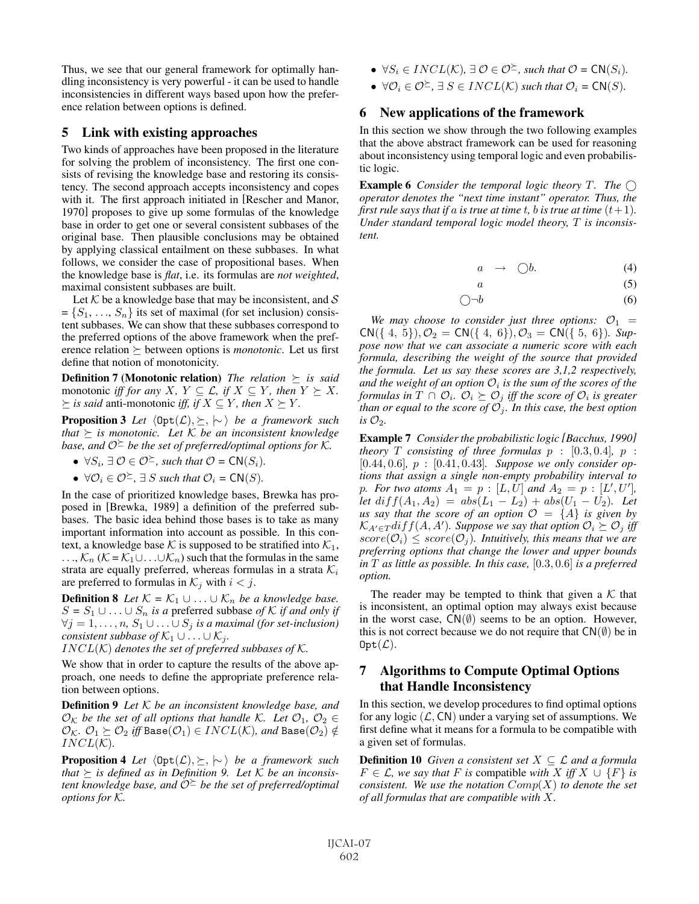Thus, we see that our general framework for optimally handling inconsistency is very powerful - it can be used to handle inconsistencies in different ways based upon how the preference relation between options is defined.

## 5 Link with existing approaches

Two kinds of approaches have been proposed in the literature for solving the problem of inconsistency. The first one consists of revising the knowledge base and restoring its consistency. The second approach accepts inconsistency and copes with it. The first approach initiated in [Rescher and Manor, 1970] proposes to give up some formulas of the knowledge base in order to get one or several consistent subbases of the original base. Then plausible conclusions may be obtained by applying classical entailment on these subbases. In what follows, we consider the case of propositional bases. When the knowledge base is *flat*, i.e. its formulas are *not weighted*, maximal consistent subbases are built.

Let $\mathcal{K}$ be a knowledge base that may be inconsistent, and $\mathcal{S} = \{S_1, \ldots, S_n\}$ its set of maximal (for set inclusion) consistent subbases. We can show that these subbases correspond to the preferred options of the above framework when the preference relation $\succeq$ between options is *monotonic*. Let us first define that notion of monotonicity.

**Definition 7 (Monotonic relation)** *The relation $\succeq$ is said* monotonic *iff for any $X, Y \subseteq \mathcal{L}$, if $X \subseteq Y$, then $Y \succeq X$. $\succeq$ is said* anti-monotonic *iff, if $X \subseteq Y$, then $X \succeq Y$.*

**Proposition 3** *Let $\langle \mathtt{Opt}(\mathcal{L}), \succeq, |\!\sim \rangle$ be a framework such that $\succeq$ is monotonic. Let $\mathcal{K}$ be an inconsistent knowledge base, and $\mathcal{O}^{\succeq}$ be the set of preferred/optimal options for $\mathcal{K}$.*

- *$\forall S_i$, $\exists\, \mathcal{O} \in \mathcal{O}^{\succeq}$, such that $\mathcal{O} = \mathsf{CN}(S_i)$.*
- *$\forall \mathcal{O}_i \in \mathcal{O}^{\succeq}$, $\exists\, S$ such that $\mathcal{O}_i = \mathsf{CN}(S)$.*

In the case of prioritized knowledge bases, Brewka has proposed in [Brewka, 1989] a definition of the preferred subbases. The basic idea behind those bases is to take as many important information into account as possible. In this context, a knowledge base $\mathcal{K}$ is supposed to be stratified into $\mathcal{K}_1, \ldots, \mathcal{K}_n$ ($\mathcal{K} = \mathcal{K}_1 \cup \ldots \cup \mathcal{K}_n$) such that the formulas in the same strata are equally preferred, whereas formulas in a strata $\mathcal{K}_i$ are preferred to formulas in $\mathcal{K}_j$ with $i < j$.

**Definition 8** *Let $\mathcal{K} = \mathcal{K}_1 \cup \ldots \cup \mathcal{K}_n$ be a knowledge base. $S = S_1 \cup \ldots \cup S_n$ is a* preferred subbase *of $\mathcal{K}$ if and only if $\forall j = 1, \ldots, n$, $S_1 \cup \ldots \cup S_j$ is a maximal (for set-inclusion) consistent subbase of $\mathcal{K}_1 \cup \ldots \cup \mathcal{K}_j$.*
*$INCL(\mathcal{K})$ denotes the set of preferred subbases of $\mathcal{K}$.*

We show that in order to capture the results of the above approach, one needs to define the appropriate preference relation between options.

**Definition 9** *Let $\mathcal{K}$ be an inconsistent knowledge base, and $\mathcal{O}_{\mathcal{K}}$ be the set of all options that handle $\mathcal{K}$. Let $\mathcal{O}_1, \mathcal{O}_2 \in \mathcal{O}_{\mathcal{K}}$. $\mathcal{O}_1 \succeq \mathcal{O}_2$ iff $\mathtt{Base}(\mathcal{O}_1) \in INCL(\mathcal{K})$, and $\mathtt{Base}(\mathcal{O}_2) \notin INCL(\mathcal{K})$.*

**Proposition 4** *Let $\langle \mathtt{Opt}(\mathcal{L}), \succeq, |\!\sim \rangle$ be a framework such that $\succeq$ is defined as in Definition 9. Let $\mathcal{K}$ be an inconsistent knowledge base, and $\mathcal{O}^{\succeq}$ be the set of preferred/optimal options for $\mathcal{K}$.*

- *$\forall S_i \in INCL(\mathcal{K})$, $\exists\, \mathcal{O} \in \mathcal{O}^{\succeq}$, such that $\mathcal{O} = \mathsf{CN}(S_i)$.*
- *$\forall \mathcal{O}_i \in \mathcal{O}^{\succeq}$, $\exists\, S \in INCL(\mathcal{K})$ such that $\mathcal{O}_i = \mathsf{CN}(S)$.*

## 6 New applications of the framework

In this section we show through the two following examples that the above abstract framework can be used for reasoning about inconsistency using temporal logic and even probabilistic logic.

**Example 6** *Consider the temporal logic theory $T$. The $\bigcirc$ operator denotes the "next time instant" operator. Thus, the first rule says that if $a$ is true at time $t$, $b$ is true at time $(t+1)$. Under standard temporal logic model theory, $T$ is inconsistent.*

$$a \rightarrow \bigcirc b. \tag{4}$$

$$a \tag{5}$$

$$\bigcirc \neg b \tag{6}$$

*We may choose to consider just three options: $\mathcal{O}_1 = \mathsf{CN}(\{4, 5\}), \mathcal{O}_2 = \mathsf{CN}(\{4, 6\}), \mathcal{O}_3 = \mathsf{CN}(\{5, 6\})$. Suppose now that we can associate a numeric score with each formula, describing the weight of the source that provided the formula. Let us say these scores are 3,1,2 respectively, and the weight of an option $\mathcal{O}_i$ is the sum of the scores of the formulas in $T \cap \mathcal{O}_i$. $\mathcal{O}_i \succeq \mathcal{O}_j$ iff the score of $\mathcal{O}_i$ is greater than or equal to the score of $\mathcal{O}_j$. In this case, the best option is $\mathcal{O}_2$.*

**Example 7** *Consider the probabilistic logic [Bacchus, 1990] theory $T$ consisting of three formulas $p : [0.3, 0.4]$, $p : [0.44, 0.6]$, $p : [0.41, 0.43]$. Suppose we only consider options that assign a single non-empty probability interval to $p$. For two atoms $A_1 = p : [L, U]$ and $A_2 = p : [L', U']$, let $diff(A_1, A_2) = abs(L_1 - L_2) + abs(U_1 - U_2)$. Let us say that the score of an option $\mathcal{O} = \{A\}$ is given by $\mathcal{K}_{A' \in T} diff(A, A')$. Suppose we say that option $\mathcal{O}_i \succeq \mathcal{O}_j$ iff $score(\mathcal{O}_i) \leq score(\mathcal{O}_j)$. Intuitively, this means that we are preferring options that change the lower and upper bounds in $T$ as little as possible. In this case, $[0.3, 0.6]$ is a preferred option.*

The reader may be tempted to think that given a $\mathcal{K}$ that is inconsistent, an optimal option may always exist because in the worst case, $\mathsf{CN}(\emptyset)$ seems to be an option. However, this is not correct because we do not require that $\mathsf{CN}(\emptyset)$ be in $\mathtt{Opt}(\mathcal{L})$.

## 7 Algorithms to Compute Optimal Options that Handle Inconsistency

In this section, we develop procedures to find optimal options for any logic $(\mathcal{L}, \mathsf{CN})$ under a varying set of assumptions. We first define what it means for a formula to be compatible with a given set of formulas.

**Definition 10** *Given a consistent set $X \subseteq \mathcal{L}$ and a formula $F \in \mathcal{L}$, we say that $F$ is* compatible *with $X$ iff $X \cup \{F\}$ is consistent. We use the notation $Comp(X)$ to denote the set of all formulas that are compatible with $X$.*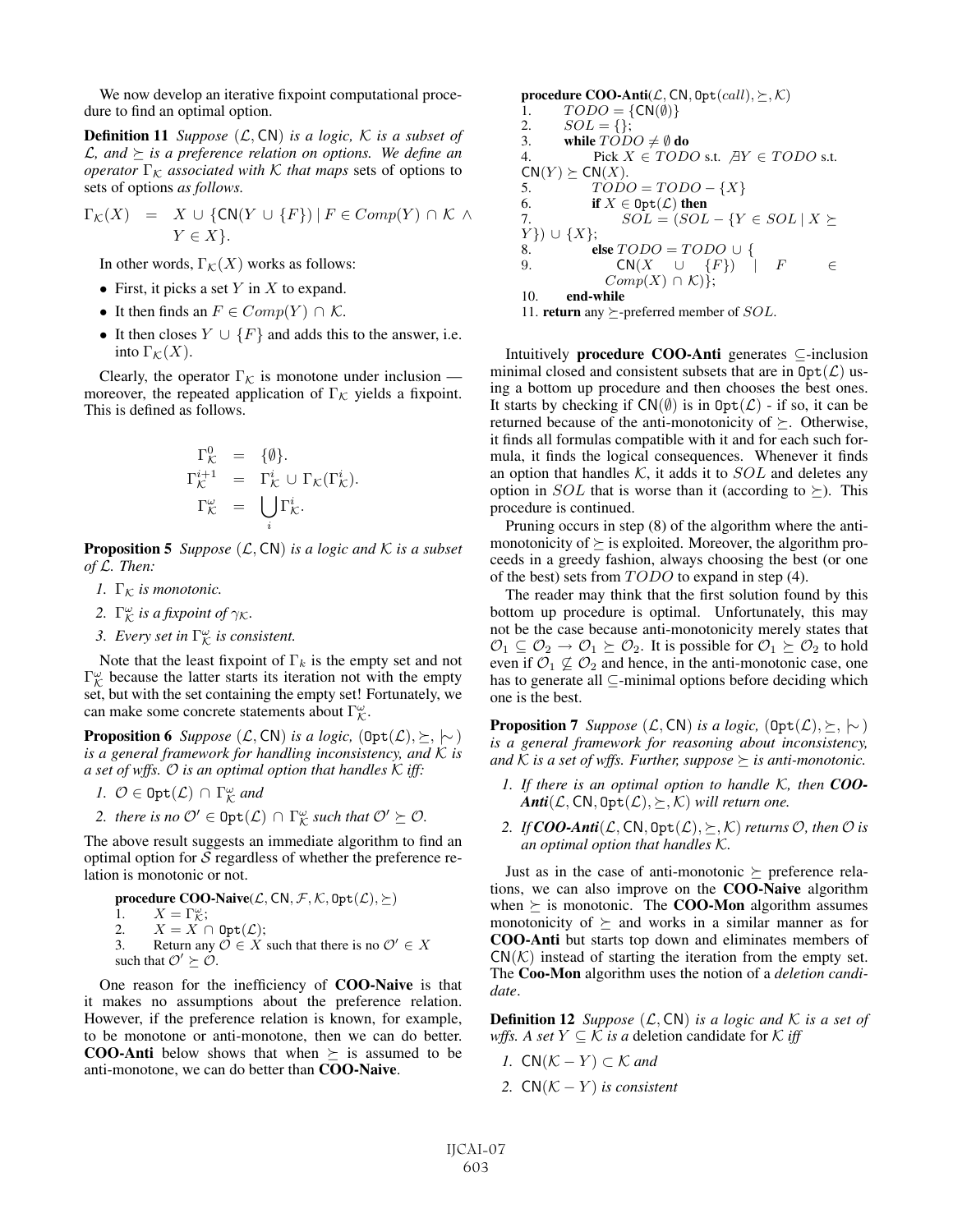We now develop an iterative fixpoint computational procedure to find an optimal option.

**Definition 11** *Suppose* $(\mathcal{L}, \mathsf{CN})$ *is a logic,* $\mathcal{K}$ *is a subset of* $\mathcal{L}$*, and* $\succeq$ *is a preference relation on options. We define an operator* $\Gamma_{\mathcal{K}}$ *associated with* $\mathcal{K}$ *that maps* sets of options to sets of options *as follows.*

$$\Gamma_{\mathcal{K}}(X) \;=\; X \cup \{\mathsf{CN}(Y \cup \{F\}) \mid F \in Comp(Y) \cap \mathcal{K} \wedge Y \in X\}.$$

In other words, $\Gamma_{\mathcal{K}}(X)$ works as follows:

- First, it picks a set $Y$ in $X$ to expand.
- It then finds an $F \in Comp(Y) \cap \mathcal{K}$.
- It then closes $Y \cup \{F\}$ and adds this to the answer, i.e. into $\Gamma_{\mathcal{K}}(X)$.

Clearly, the operator $\Gamma_{\mathcal{K}}$ is monotone under inclusion — moreover, the repeated application of $\Gamma_{\mathcal{K}}$ yields a fixpoint. This is defined as follows.

$$\begin{aligned}
\Gamma^0_{\mathcal{K}} &= \{\emptyset\}.\\
\Gamma^{i+1}_{\mathcal{K}} &= \Gamma^i_{\mathcal{K}} \cup \Gamma_{\mathcal{K}}(\Gamma^i_{\mathcal{K}}).\\
\Gamma^{\omega}_{\mathcal{K}} &= \bigcup_i \Gamma^i_{\mathcal{K}}.
\end{aligned}$$

**Proposition 5** *Suppose* $(\mathcal{L}, \mathsf{CN})$ *is a logic and* $\mathcal{K}$ *is a subset of* $\mathcal{L}$*. Then:*

1. $\Gamma_{\mathcal{K}}$ *is monotonic.*
2. $\Gamma^{\omega}_{\mathcal{K}}$ *is a fixpoint of* $\gamma_{\mathcal{K}}$*.*
3. *Every set in* $\Gamma^{\omega}_{\mathcal{K}}$ *is consistent.*

Note that the least fixpoint of $\Gamma_k$ is the empty set and not $\Gamma^{\omega}_{\mathcal{K}}$ because the latter starts its iteration not with the empty set, but with the set containing the empty set! Fortunately, we can make some concrete statements about $\Gamma^{\omega}_{\mathcal{K}}$.

**Proposition 6** *Suppose* $(\mathcal{L}, \mathsf{CN})$ *is a logic,* $(\mathtt{Opt}(\mathcal{L}), \succeq, \mathrel{|\!\sim})$ *is a general framework for handling inconsistency, and* $\mathcal{K}$ *is a set of wffs.* $\mathcal{O}$ *is an optimal option that handles* $\mathcal{K}$ *iff:*

1. $\mathcal{O} \in \mathtt{Opt}(\mathcal{L}) \cap \Gamma^{\omega}_{\mathcal{K}}$ *and*
2. *there is no* $\mathcal{O}' \in \mathtt{Opt}(\mathcal{L}) \cap \Gamma^{\omega}_{\mathcal{K}}$ *such that* $\mathcal{O}' \succeq \mathcal{O}$*.*

The above result suggests an immediate algorithm to find an optimal option for $\mathcal{S}$ regardless of whether the preference relation is monotonic or not.

**procedure COO-Naive**($\mathcal{L}, \mathsf{CN}, \mathcal{F}, \mathcal{K}, \mathtt{Opt}(\mathcal{L}), \succeq$)
1. $X = \Gamma^{\omega}_{\mathcal{K}}$;
2. $X = X \cap \mathtt{Opt}(\mathcal{L})$;
3. Return any $\mathcal{O} \in X$ such that there is no $\mathcal{O}' \in X$ such that $\mathcal{O}' \succeq \mathcal{O}$.

One reason for the inefficiency of **COO-Naive** is that it makes no assumptions about the preference relation. However, if the preference relation is known, for example, to be monotone or anti-monotone, then we can do better. **COO-Anti** below shows that when $\succeq$ is assumed to be anti-monotone, we can do better than **COO-Naive**.

**procedure COO-Anti**($\mathcal{L}, \mathsf{CN}, \mathtt{Opt}(call), \succeq, \mathcal{K}$)
1. $TODO = \{\mathsf{CN}(\emptyset)\}$;
2. $SOL = \{\}$;
3. **while** $TODO \neq \emptyset$ **do**
4. Pick $X \in TODO$ s.t. $\nexists Y \in TODO$ s.t. $\mathsf{CN}(Y) \succeq \mathsf{CN}(X)$.
5. $TODO = TODO - \{X\}$
6. **if** $X \in \mathtt{Opt}(\mathcal{L})$ **then**
7. $SOL = (SOL - \{Y \in SOL \mid X \succeq Y\}) \cup \{X\}$;
8. **else** $TODO = TODO \cup \{$
9. $\mathsf{CN}(X \cup \{F\}) \mid F \in Comp(X) \cap \mathcal{K})\}$;
10. **end-while**
11. **return** any $\succeq$-preferred member of $SOL$.

Intuitively **procedure COO-Anti** generates $\subseteq$-inclusion minimal closed and consistent subsets that are in $\mathtt{Opt}(\mathcal{L})$ using a bottom up procedure and then chooses the best ones. It starts by checking if $\mathsf{CN}(\emptyset)$ is in $\mathtt{Opt}(\mathcal{L})$ - if so, it can be returned because of the anti-monotonicity of $\succeq$. Otherwise, it finds all formulas compatible with it and for each such formula, it finds the logical consequences. Whenever it finds an option that handles $\mathcal{K}$, it adds it to $SOL$ and deletes any option in $SOL$ that is worse than it (according to $\succeq$). This procedure is continued.

Pruning occurs in step (8) of the algorithm where the anti-monotonicity of $\succeq$ is exploited. Moreover, the algorithm proceeds in a greedy fashion, always choosing the best (or one of the best) sets from $TODO$ to expand in step (4).

The reader may think that the first solution found by this bottom up procedure is optimal. Unfortunately, this may not be the case because anti-monotonicity merely states that $\mathcal{O}_1 \subseteq \mathcal{O}_2 \rightarrow \mathcal{O}_1 \succeq \mathcal{O}_2$. It is possible for $\mathcal{O}_1 \succeq \mathcal{O}_2$ to hold even if $\mathcal{O}_1 \not\subseteq \mathcal{O}_2$ and hence, in the anti-monotonic case, one has to generate all $\subseteq$-minimal options before deciding which one is the best.

**Proposition 7** *Suppose* $(\mathcal{L}, \mathsf{CN})$ *is a logic,* $(\mathtt{Opt}(\mathcal{L}), \succeq, \mathrel{|\!\sim})$ *is a general framework for reasoning about inconsistency, and* $\mathcal{K}$ *is a set of wffs. Further, suppose* $\succeq$ *is anti-monotonic.*

1. *If there is an optimal option to handle* $\mathcal{K}$*, then* ***COO-Anti***$(\mathcal{L}, \mathsf{CN}, \mathtt{Opt}(\mathcal{L}), \succeq, \mathcal{K})$ *will return one.*
2. *If* ***COO-Anti***$(\mathcal{L}, \mathsf{CN}, \mathtt{Opt}(\mathcal{L}), \succeq, \mathcal{K})$ *returns* $\mathcal{O}$*, then* $\mathcal{O}$ *is an optimal option that handles* $\mathcal{K}$*.*

Just as in the case of anti-monotonic $\succeq$ preference relations, we can also improve on the **COO-Naive** algorithm when $\succeq$ is monotonic. The **COO-Mon** algorithm assumes monotonicity of $\succeq$ and works in a similar manner as for **COO-Anti** but starts top down and eliminates members of $\mathsf{CN}(\mathcal{K})$ instead of starting the iteration from the empty set. The **Coo-Mon** algorithm uses the notion of a *deletion candidate*.

**Definition 12** *Suppose* $(\mathcal{L}, \mathsf{CN})$ *is a logic and* $\mathcal{K}$ *is a set of wffs. A set* $Y \subseteq \mathcal{K}$ *is a* deletion candidate *for* $\mathcal{K}$ *iff*

1. $\mathsf{CN}(\mathcal{K} - Y) \subset \mathcal{K}$ *and*
2. $\mathsf{CN}(\mathcal{K} - Y)$ *is consistent*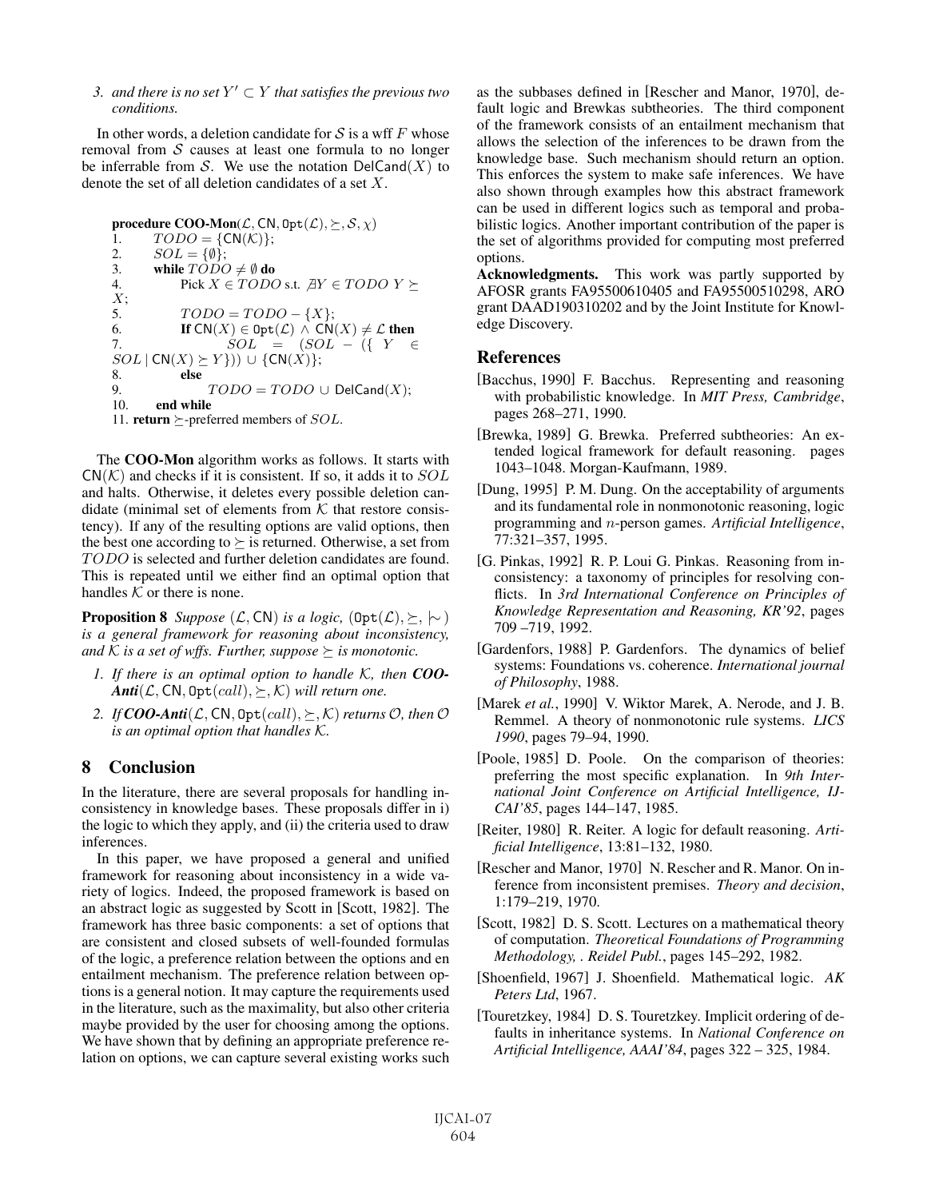*3. and there is no set $Y' \subset Y$ that satisfies the previous two conditions.*

In other words, a deletion candidate for $\mathcal{S}$ is a wff $F$ whose removal from $\mathcal{S}$ causes at least one formula to no longer be inferrable from $\mathcal{S}$. We use the notation $\mathsf{DelCand}(X)$ to denote the set of all deletion candidates of a set $X$.

```
procedure COO-Mon(L, CN, Opt(L), ⪰, S, χ)
1.    TODO = {CN(K)};
2.    SOL = {∅};
3.    while TODO ≠ ∅ do
4.         Pick X ∈ TODO s.t. ∄Y ∈ TODO Y ⪰ X;
5.         TODO = TODO − {X};
6.         If CN(X) ∈ Opt(L) ∧ CN(X) ≠ L then
7.              SOL = (SOL − ({ Y ∈ SOL | CN(X) ⪰ Y})) ∪ {CN(X)};
8.         else
9.              TODO = TODO ∪ DelCand(X);
10.   end while
11. return ⪰-preferred members of SOL.
```

The **COO-Mon** algorithm works as follows. It starts with $\mathsf{CN}(\mathcal{K})$ and checks if it is consistent. If so, it adds it to $SOL$ and halts. Otherwise, it deletes every possible deletion candidate (minimal set of elements from $\mathcal{K}$ that restore consistency). If any of the resulting options are valid options, then the best one according to $\succeq$ is returned. Otherwise, a set from $TODO$ is selected and further deletion candidates are found. This is repeated until we either find an optimal option that handles $\mathcal{K}$ or there is none.

**Proposition 8** *Suppose $(\mathcal{L}, \mathsf{CN})$ is a logic, $(\mathtt{Opt}(\mathcal{L}), \succeq, \mid\!\sim)$ is a general framework for reasoning about inconsistency, and $\mathcal{K}$ is a set of wffs. Further, suppose $\succeq$ is monotonic.*

1. *If there is an optimal option to handle $\mathcal{K}$, then **COO-Anti**$(\mathcal{L}, \mathsf{CN}, \mathtt{Opt}(call), \succeq, \mathcal{K})$ will return one.*
2. *If **COO-Anti**$(\mathcal{L}, \mathsf{CN}, \mathtt{Opt}(call), \succeq, \mathcal{K})$ returns $\mathcal{O}$, then $\mathcal{O}$ is an optimal option that handles $\mathcal{K}$.*

## 8 Conclusion

In the literature, there are several proposals for handling inconsistency in knowledge bases. These proposals differ in i) the logic to which they apply, and (ii) the criteria used to draw inferences.

In this paper, we have proposed a general and unified framework for reasoning about inconsistency in a wide variety of logics. Indeed, the proposed framework is based on an abstract logic as suggested by Scott in [Scott, 1982]. The framework has three basic components: a set of options that are consistent and closed subsets of well-founded formulas of the logic, a preference relation between the options and en entailment mechanism. The preference relation between options is a general notion. It may capture the requirements used in the literature, such as the maximality, but also other criteria maybe provided by the user for choosing among the options. We have shown that by defining an appropriate preference relation on options, we can capture several existing works such as the subbases defined in [Rescher and Manor, 1970], default logic and Brewkas subtheories. The third component of the framework consists of an entailment mechanism that allows the selection of the inferences to be drawn from the knowledge base. Such mechanism should return an option. This enforces the system to make safe inferences. We have also shown through examples how this abstract framework can be used in different logics such as temporal and probabilistic logics. Another important contribution of the paper is the set of algorithms provided for computing most preferred options.

**Acknowledgments.** This work was partly supported by AFOSR grants FA95500610405 and FA95500510298, ARO grant DAAD190310202 and by the Joint Institute for Knowledge Discovery.

## References

[Bacchus, 1990] F. Bacchus. Representing and reasoning with probabilistic knowledge. In *MIT Press, Cambridge*, pages 268–271, 1990.

[Brewka, 1989] G. Brewka. Preferred subtheories: An extended logical framework for default reasoning. pages 1043–1048. Morgan-Kaufmann, 1989.

[Dung, 1995] P. M. Dung. On the acceptability of arguments and its fundamental role in nonmonotonic reasoning, logic programming and $n$-person games. *Artificial Intelligence*, 77:321–357, 1995.

[G. Pinkas, 1992] R. P. Loui G. Pinkas. Reasoning from inconsistency: a taxonomy of principles for resolving conflicts. In *3rd International Conference on Principles of Knowledge Representation and Reasoning, KR'92*, pages 709 –719, 1992.

[Gardenfors, 1988] P. Gardenfors. The dynamics of belief systems: Foundations vs. coherence. *International journal of Philosophy*, 1988.

[Marek *et al.*, 1990] V. Wiktor Marek, A. Nerode, and J. B. Remmel. A theory of nonmonotonic rule systems. *LICS 1990*, pages 79–94, 1990.

[Poole, 1985] D. Poole. On the comparison of theories: preferring the most specific explanation. In *9th International Joint Conference on Artificial Intelligence, IJCAI'85*, pages 144–147, 1985.

[Reiter, 1980] R. Reiter. A logic for default reasoning. *Artificial Intelligence*, 13:81–132, 1980.

[Rescher and Manor, 1970] N. Rescher and R. Manor. On inference from inconsistent premises. *Theory and decision*, 1:179–219, 1970.

[Scott, 1982] D. S. Scott. Lectures on a mathematical theory of computation. *Theoretical Foundations of Programming Methodology, . Reidel Publ.*, pages 145–292, 1982.

[Shoenfield, 1967] J. Shoenfield. Mathematical logic. *AK Peters Ltd*, 1967.

[Touretzkey, 1984] D. S. Touretzkey. Implicit ordering of defaults in inheritance systems. In *National Conference on Artificial Intelligence, AAAI'84*, pages 322 – 325, 1984.